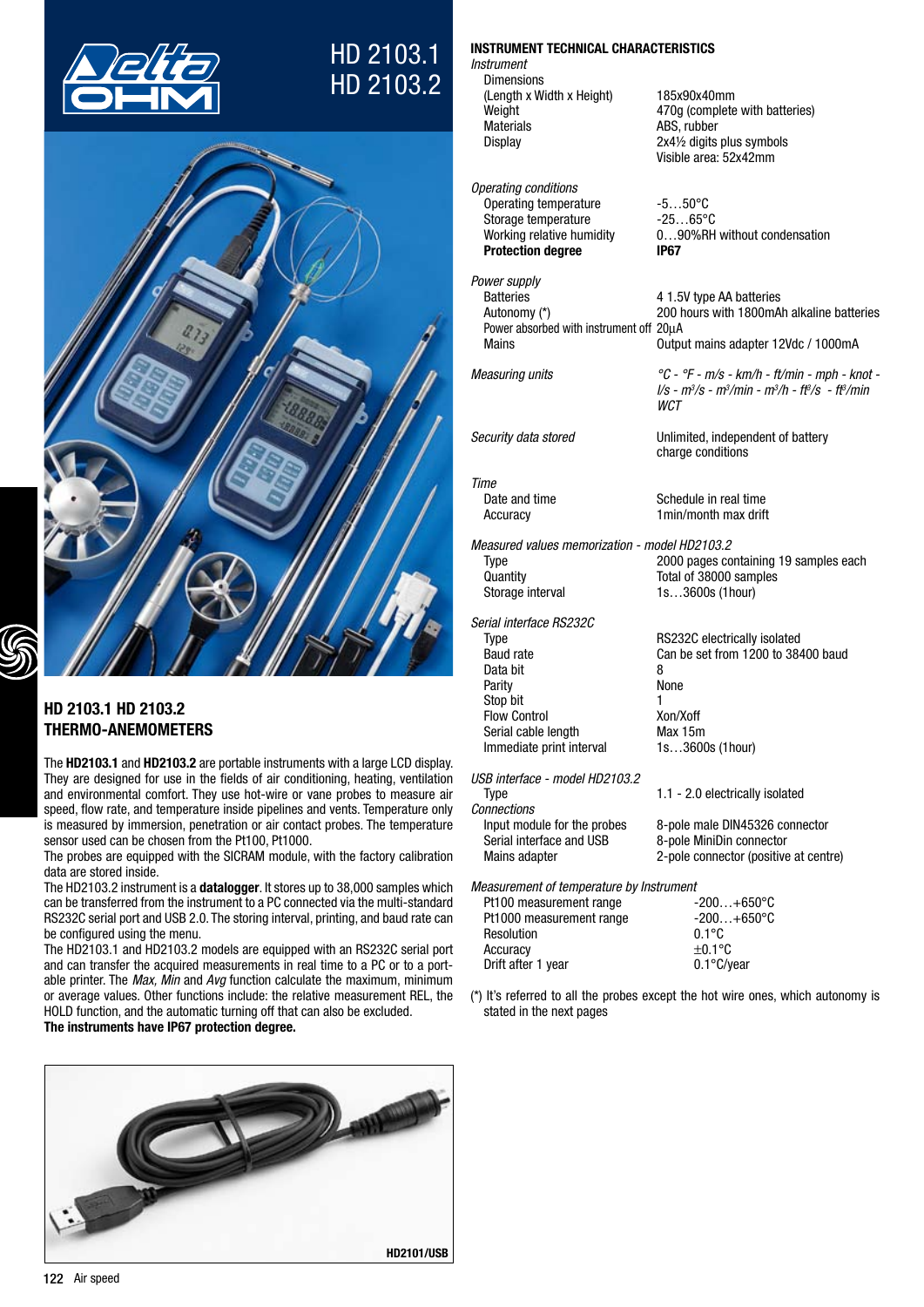# HD 2103.1
# HD 2103.2

## HD 2103.1 HD 2103.2 THERMO-ANEMOMETERS

The **HD2103.1** and **HD2103.2** are portable instruments with a large LCD display. They are designed for use in the fields of air conditioning, heating, ventilation and environmental comfort. They use hot-wire or vane probes to measure air speed, flow rate, and temperature inside pipelines and vents. Temperature only is measured by immersion, penetration or air contact probes. The temperature sensor used can be chosen from the Pt100, Pt1000.

The probes are equipped with the SICRAM module, with the factory calibration data are stored inside.

The HD2103.2 instrument is a **datalogger**. It stores up to 38,000 samples which can be transferred from the instrument to a PC connected via the multi-standard RS232C serial port and USB 2.0. The storing interval, printing, and baud rate can be configured using the menu.

The HD2103.1 and HD2103.2 models are equipped with an RS232C serial port and can transfer the acquired measurements in real time to a PC or to a portable printer. The *Max, Min* and *Avg* function calculate the maximum, minimum or average values. Other functions include: the relative measurement REL, the HOLD function, and the automatic turning off that can also be excluded.

**The instruments have IP67 protection degree.**

HD2101/USB

## INSTRUMENT TECHNICAL CHARACTERISTICS

*Instrument*

| | |
|---|---|
| Dimensions (Length x Width x Height) | 185x90x40mm |
| Weight | 470g (complete with batteries) |
| Materials | ABS, rubber |
| Display | 2x4½ digits plus symbols<br>Visible area: 52x42mm |

*Operating conditions*

| | |
|---|---|
| Operating temperature | -5…50°C |
| Storage temperature | -25…65°C |
| Working relative humidity | 0…90%RH without condensation |
| **Protection degree** | **IP67** |

*Power supply*

| | |
|---|---|
| Batteries | 4 1.5V type AA batteries |
| Autonomy (*) | 200 hours with 1800mAh alkaline batteries |
| Power absorbed with instrument off | 20μA |
| Mains | Output mains adapter 12Vdc / 1000mA |

| | |
|---|---|
| *Measuring units* | *°C - °F - m/s - km/h - ft/min - mph - knot - l/s - m³/s - m³/min - m³/h - ft³/s - ft³/min WCT* |
| *Security data stored* | Unlimited, independent of battery charge conditions |

*Time*

| | |
|---|---|
| Date and time | Schedule in real time |
| Accuracy | 1min/month max drift |

*Measured values memorization - model HD2103.2*

| | |
|---|---|
| Type | 2000 pages containing 19 samples each |
| Quantity | Total of 38000 samples |
| Storage interval | 1s…3600s (1hour) |

*Serial interface RS232C*

| | |
|---|---|
| Type | RS232C electrically isolated |
| Baud rate | Can be set from 1200 to 38400 baud |
| Data bit | 8 |
| Parity | None |
| Stop bit | 1 |
| Flow Control | Xon/Xoff |
| Serial cable length | Max 15m |
| Immediate print interval | 1s…3600s (1hour) |

*USB interface - model HD2103.2*

| | |
|---|---|
| Type | 1.1 - 2.0 electrically isolated |

*Connections*

| | |
|---|---|
| Input module for the probes | 8-pole male DIN45326 connector |
| Serial interface and USB | 8-pole MiniDin connector |
| Mains adapter | 2-pole connector (positive at centre) |

*Measurement of temperature by Instrument*

| | |
|---|---|
| Pt100 measurement range | -200…+650°C |
| Pt1000 measurement range | -200…+650°C |
| Resolution | 0.1°C |
| Accuracy | ±0.1°C |
| Drift after 1 year | 0.1°C/year |

(*) It's referred to all the probes except the hot wire ones, which autonomy is stated in the next pages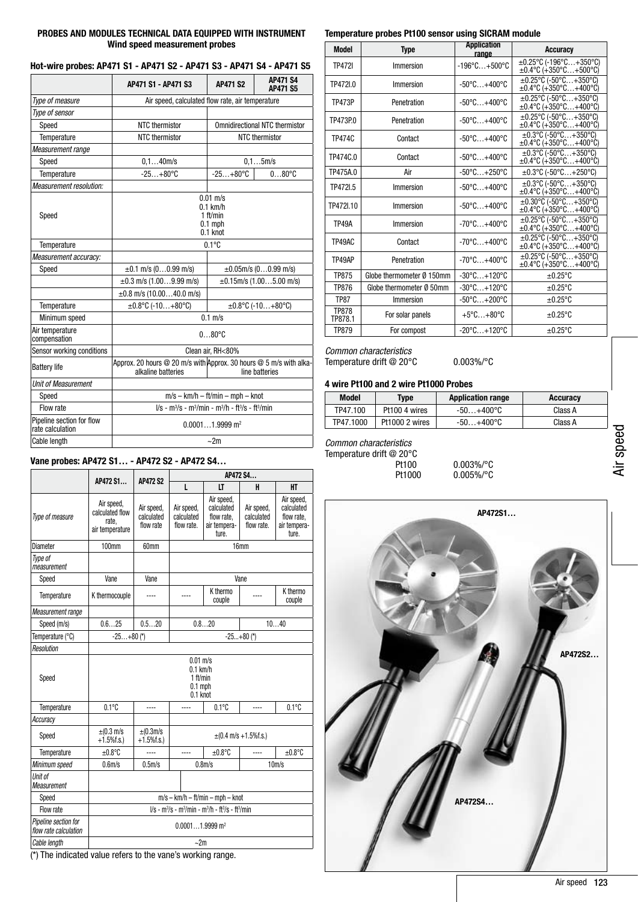**PROBES AND MODULES TECHNICAL DATA EQUIPPED WITH INSTRUMENT**
**Wind speed measurement probes**

### Hot-wire probes: AP471 S1 - AP471 S2 - AP471 S3 - AP471 S4 - AP471 S5

| | AP471 S1 - AP471 S3 | AP471 S2 | AP471 S4 AP471 S5 |
|---|---|---|---|
| *Type of measure* | Air speed, calculated flow rate, air temperature | | |
| *Type of sensor* | | | |
| Speed | NTC thermistor | Omnidirectional NTC thermistor | |
| Temperature | NTC thermistor | NTC thermistor | |
| *Measurement range* | | | |
| Speed | 0,1…40m/s | 0,1…5m/s | |
| Temperature | -25…+80°C | -25…+80°C | 0…80°C |
| *Measurement resolution:* | | | |
| Speed | 0.01 m/s<br>0.1 km/h<br>1 ft/min<br>0.1 mph<br>0.1 knot | | |
| Temperature | 0.1°C | | |
| *Measurement accuracy:* | | | |
| Speed | ±0.1 m/s (0…0.99 m/s) | ±0.05m/s (0…0.99 m/s) | |
| | ±0.3 m/s (1.00…9.99 m/s) | ±0.15m/s (1.00…5.00 m/s) | |
| | ±0.8 m/s (10.00…40.0 m/s) | | |
| Temperature | ±0.8°C (-10…+80°C) | ±0.8°C (-10…+80°C) | |
| Minimum speed | 0.1 m/s | | |
| Air temperature compensation | 0…80°C | | |
| Sensor working conditions | Clean air, RH<80% | | |
| Battery life | Approx. 20 hours @ 20 m/s with alkaline batteries | Approx. 30 hours @ 5 m/s with alkaline batteries | |
| *Unit of Measurement* | | | |
| Speed | m/s – km/h – ft/min – mph – knot | | |
| Flow rate | l/s - m³/s - m³/min - m³/h - ft³/s - ft³/min | | |
| Pipeline section for flow rate calculation | 0.0001…1.9999 m² | | |
| Cable length | ~2m | | |

### Vane probes: AP472 S1… - AP472 S2 - AP472 S4…

| | AP472 S1… | AP472 S2 | AP472 S4… | | | |
|---|---|---|---|---|---|---|
| | | | L | LT | H | HT |
| *Type of measure* | Air speed, calculated flow rate, air temperature | Air speed, calculated flow rate | Air speed, calculated flow rate. | Air speed, calculated flow rate, air temperature. | Air speed, calculated flow rate. | Air speed, calculated flow rate, air temperature. |
| Diameter | 100mm | 60mm | 16mm | | | |
| *Type of measurement* | | | | | | |
| Speed | Vane | Vane | Vane | | | |
| Temperature | K thermocouple | ---- | ---- | K thermo couple | ---- | K thermo couple |
| *Measurement range* | | | | | | |
| Speed (m/s) | 0.6…25 | 0.5…20 | 0.8…20 | | 10…40 | |
| Temperature (°C) | -25…+80 (*) | | -25...+80 (*) | | | |
| *Resolution* | | | | | | |
| Speed | 0.01 m/s<br>0.1 km/h<br>1 ft/min<br>0.1 mph<br>0.1 knot | | | | | |
| Temperature | 0.1°C | ---- | ---- | 0.1°C | ---- | 0.1°C |
| *Accuracy* | | | | | | |
| Speed | ±(0.3 m/s +1.5%f.s.) | ±(0.3m/s +1.5%f.s.) | ±(0.4 m/s +1.5%f.s.) | | | |
| Temperature | ±0.8°C | ---- | ---- | ±0.8°C | ---- | ±0.8°C |
| *Minimum speed* | 0.6m/s | 0.5m/s | 0.8m/s | | 10m/s | |
| *Unit of Measurement* | | | | | | |
| Speed | m/s – km/h – ft/min – mph – knot | | | | | |
| Flow rate | l/s - m³/s - m³/min - m³/h - ft³/s - ft³/min | | | | | |
| *Pipeline section for flow rate calculation* | 0.0001…1.9999 m² | | | | | |
| *Cable length* | ~2m | | | | | |

(*) The indicated value refers to the vane's working range.

### Temperature probes Pt100 sensor using SICRAM module

| Model | Type | Application range | Accuracy |
|---|---|---|---|
| TP472I | Immersion | -196°C…+500°C | ±0.25°C (-196°C…+350°C)<br>±0.4°C (+350°C…+500°C) |
| TP472I.0 | Immersion | -50°C…+400°C | ±0.25°C (-50°C…+350°C)<br>±0.4°C (+350°C…+400°C) |
| TP473P | Penetration | -50°C…+400°C | ±0.25°C (-50°C…+350°C)<br>±0.4°C (+350°C…+400°C) |
| TP473P.0 | Penetration | -50°C…+400°C | ±0.25°C (-50°C…+350°C)<br>±0.4°C (+350°C…+400°C) |
| TP474C | Contact | -50°C…+400°C | ±0.3°C (-50°C…+350°C)<br>±0.4°C (+350°C…+400°C) |
| TP474C.0 | Contact | -50°C…+400°C | ±0.3°C (-50°C…+350°C)<br>±0.4°C (+350°C…+400°C) |
| TP475A.0 | Air | -50°C…+250°C | ±0.3°C (-50°C…+250°C) |
| TP472I.5 | Immersion | -50°C…+400°C | ±0.3°C (-50°C…+350°C)<br>±0.4°C (+350°C…+400°C) |
| TP472I.10 | Immersion | -50°C…+400°C | ±0.30°C (-50°C…+350°C)<br>±0.4°C (+350°C…+400°C) |
| TP49A | Immersion | -70°C…+400°C | ±0.25°C (-50°C…+350°C)<br>±0.4°C (+350°C…+400°C) |
| TP49AC | Contact | -70°C…+400°C | ±0.25°C (-50°C…+350°C)<br>±0.4°C (+350°C…+400°C) |
| TP49AP | Penetration | -70°C…+400°C | ±0.25°C (-50°C…+350°C)<br>±0.4°C (+350°C…+400°C) |
| TP875 | Globe thermometer Ø 150mm | -30°C…+120°C | ±0.25°C |
| TP876 | Globe thermometer Ø 50mm | -30°C…+120°C | ±0.25°C |
| TP87 | Immersion | -50°C…+200°C | ±0.25°C |
| TP878<br>TP878.1 | For solar panels | +5°C…+80°C | ±0.25°C |
| TP879 | For compost | -20°C…+120°C | ±0.25°C |

*Common characteristics*
Temperature drift @ 20°C 0.003%/°C

### 4 wire Pt100 and 2 wire Pt1000 Probes

| Model | Type | Application range | Accuracy |
|---|---|---|---|
| TP47.100 | Pt100 4 wires | -50…+400°C | Class A |
| TP47.1000 | Pt1000 2 wires | -50…+400°C | Class A |

*Common characteristics*
Temperature drift @ 20°C
Pt100 0.003%/°C
Pt1000 0.005%/°C

AP472S1…

AP472S2…

AP472S4…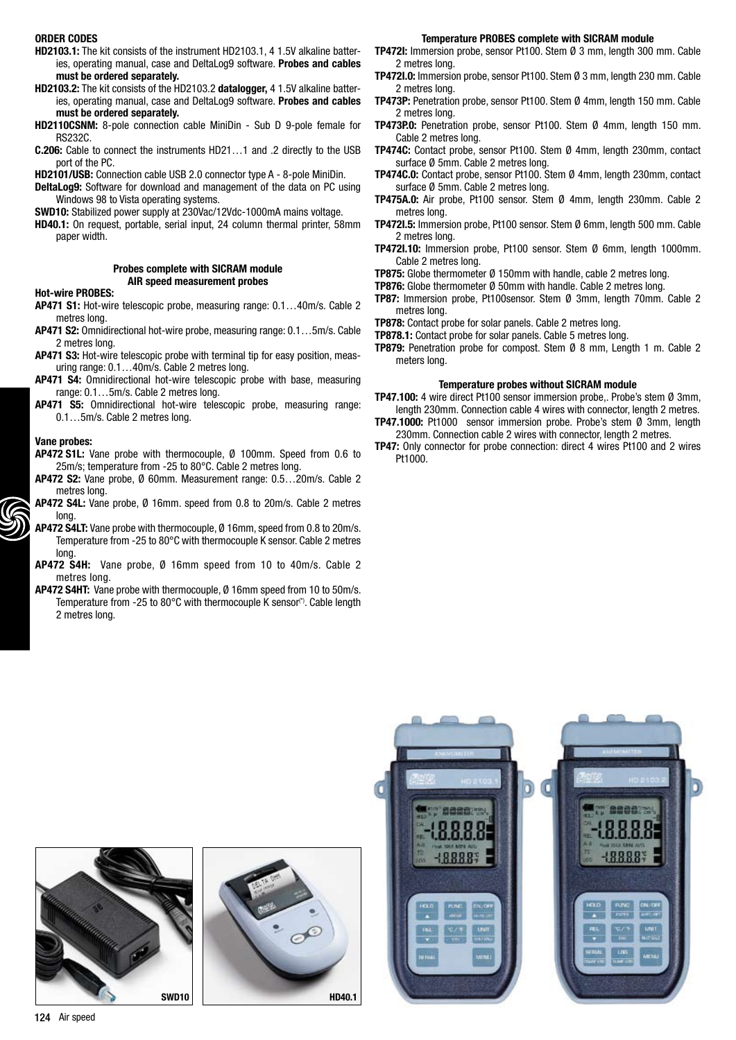**ORDER CODES**

**HD2103.1:** The kit consists of the instrument HD2103.1, 4 1.5V alkaline batteries, operating manual, case and DeltaLog9 software. **Probes and cables must be ordered separately.**

**HD2103.2:** The kit consists of the HD2103.2 **datalogger,** 4 1.5V alkaline batteries, operating manual, case and DeltaLog9 software. **Probes and cables must be ordered separately.**

**HD2110CSNM:** 8-pole connection cable MiniDin - Sub D 9-pole female for RS232C.

**C.206:** Cable to connect the instruments HD21…1 and .2 directly to the USB port of the PC.

**HD2101/USB:** Connection cable USB 2.0 connector type A - 8-pole MiniDin.

**DeltaLog9:** Software for download and management of the data on PC using Windows 98 to Vista operating systems.

**SWD10:** Stabilized power supply at 230Vac/12Vdc-1000mA mains voltage.

**HD40.1:** On request, portable, serial input, 24 column thermal printer, 58mm paper width.

**Probes complete with SICRAM module**
**AIR speed measurement probes**

**Hot-wire PROBES:**

**AP471 S1:** Hot-wire telescopic probe, measuring range: 0.1…40m/s. Cable 2 metres long.

**AP471 S2:** Omnidirectional hot-wire probe, measuring range: 0.1…5m/s. Cable 2 metres long.

**AP471 S3:** Hot-wire telescopic probe with terminal tip for easy position, measuring range: 0.1…40m/s. Cable 2 metres long.

**AP471 S4:** Omnidirectional hot-wire telescopic probe with base, measuring range: 0.1…5m/s. Cable 2 metres long.

**AP471 S5:** Omnidirectional hot-wire telescopic probe, measuring range: 0.1…5m/s. Cable 2 metres long.

**Vane probes:**

**AP472 S1L:** Vane probe with thermocouple, Ø 100mm. Speed from 0.6 to 25m/s; temperature from -25 to 80°C. Cable 2 metres long.

**AP472 S2:** Vane probe, Ø 60mm. Measurement range: 0.5…20m/s. Cable 2 metres long.

**AP472 S4L:** Vane probe, Ø 16mm. speed from 0.8 to 20m/s. Cable 2 metres long.

**AP472 S4LT:** Vane probe with thermocouple, Ø 16mm, speed from 0.8 to 20m/s. Temperature from -25 to 80°C with thermocouple K sensor. Cable 2 metres long.

**AP472 S4H:** Vane probe, Ø 16mm speed from 10 to 40m/s. Cable 2 metres long.

**AP472 S4HT:** Vane probe with thermocouple, Ø 16mm speed from 10 to 50m/s. Temperature from -25 to 80°C with thermocouple K sensor(*). Cable length 2 metres long.

**Temperature PROBES complete with SICRAM module**

**TP472I:** Immersion probe, sensor Pt100. Stem Ø 3 mm, length 300 mm. Cable 2 metres long.

**TP472I.0:** Immersion probe, sensor Pt100. Stem Ø 3 mm, length 230 mm. Cable 2 metres long.

**TP473P:** Penetration probe, sensor Pt100. Stem Ø 4mm, length 150 mm. Cable 2 metres long.

**TP473P.0:** Penetration probe, sensor Pt100. Stem Ø 4mm, length 150 mm. Cable 2 metres long.

**TP474C:** Contact probe, sensor Pt100. Stem Ø 4mm, length 230mm, contact surface Ø 5mm. Cable 2 metres long.

**TP474C.0:** Contact probe, sensor Pt100. Stem Ø 4mm, length 230mm, contact surface Ø 5mm. Cable 2 metres long.

**TP475A.0:** Air probe, Pt100 sensor. Stem Ø 4mm, length 230mm. Cable 2 metres long.

**TP472I.5:** Immersion probe, Pt100 sensor. Stem Ø 6mm, length 500 mm. Cable 2 metres long.

**TP472I.10:** Immersion probe, Pt100 sensor. Stem Ø 6mm, length 1000mm. Cable 2 metres long.

**TP875:** Globe thermometer Ø 150mm with handle, cable 2 metres long.

**TP876:** Globe thermometer Ø 50mm with handle. Cable 2 metres long.

**TP87:** Immersion probe, Pt100sensor. Stem Ø 3mm, length 70mm. Cable 2 metres long.

**TP878:** Contact probe for solar panels. Cable 2 metres long.

**TP878.1:** Contact probe for solar panels. Cable 5 metres long.

**TP879:** Penetration probe for compost. Stem Ø 8 mm, Length 1 m. Cable 2 meters long.

**Temperature probes without SICRAM module**

**TP47.100:** 4 wire direct Pt100 sensor immersion probe,. Probe's stem Ø 3mm, length 230mm. Connection cable 4 wires with connector, length 2 metres.

**TP47.1000:** Pt1000 sensor immersion probe. Probe's stem Ø 3mm, length 230mm. Connection cable 2 wires with connector, length 2 metres.

**TP47:** Only connector for probe connection: direct 4 wires Pt100 and 2 wires Pt1000.

SWD10

HD40.1